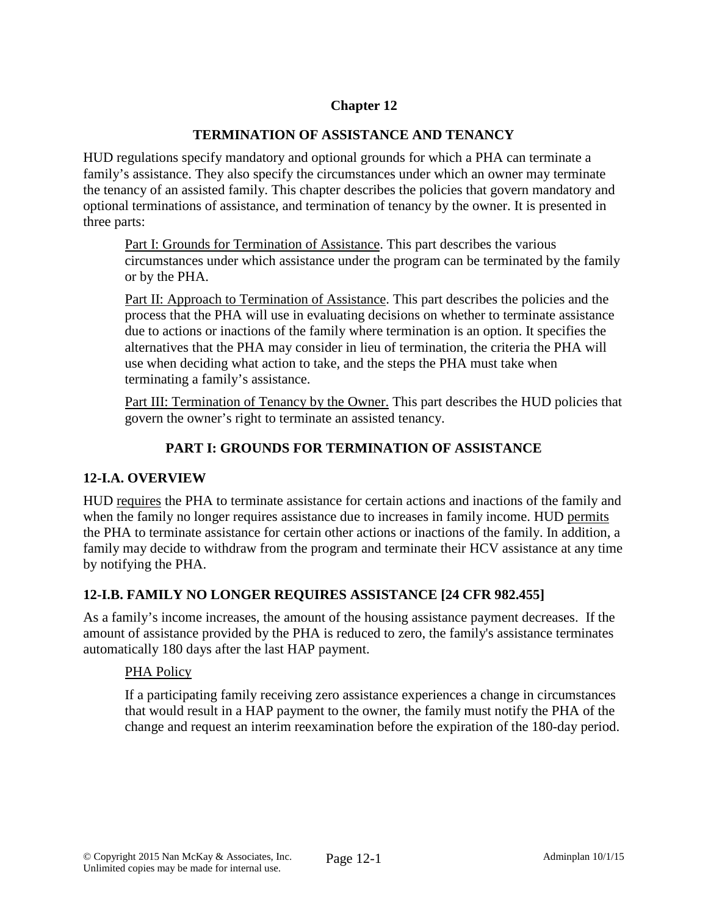# Chapter 12

## TERMINATION OF ASSISTANCE AND TENANCY

HUD regulations specify mandatory and optional grounds for which a PHA can terminate a family's assistance. They also specify the circumstances under which an owner may terminate the tenancy of an assisted family. This chapter describes the policies that govern mandatory and optional terminations of assistance, and termination of tenancy by the owner. It is presented in three parts:

Part I: Grounds for Termination of Assistance. This part describes the various circumstances under which assistance under the program can be terminated by the family or by the PHA.

Part II: Approach to Termination of Assistance. This part describes the policies and the process that the PHA will use in evaluating decisions on whether to terminate assistance due to actions or inactions of the family where termination is an option. It specifies the alternatives that the PHA may consider in lieu of termination, the criteria the PHA will use when deciding what action to take, and the steps the PHA must take when terminating a family's assistance.

Part III: Termination of Tenancy by the Owner. This part describes the HUD policies that govern the owner's right to terminate an assisted tenancy.

## PART I: GROUNDS FOR TERMINATION OF ASSISTANCE

### 12-I.A. OVERVIEW

HUD requires the PHA to terminate assistance for certain actions and inactions of the family and when the family no longer requires assistance due to increases in family income. HUD permits the PHA to terminate assistance for certain other actions or inactions of the family. In addition, a family may decide to withdraw from the program and terminate their HCV assistance at any time by notifying the PHA.

### 12-I.B. FAMILY NO LONGER REQUIRES ASSISTANCE [24 CFR 982.455]

As a family's income increases, the amount of the housing assistance payment decreases. If the amount of assistance provided by the PHA is reduced to zero, the family's assistance terminates automatically 180 days after the last HAP payment.

PHA Policy

If a participating family receiving zero assistance experiences a change in circumstances that would result in a HAP payment to the owner, the family must notify the PHA of the change and request an interim reexamination before the expiration of the 180-day period.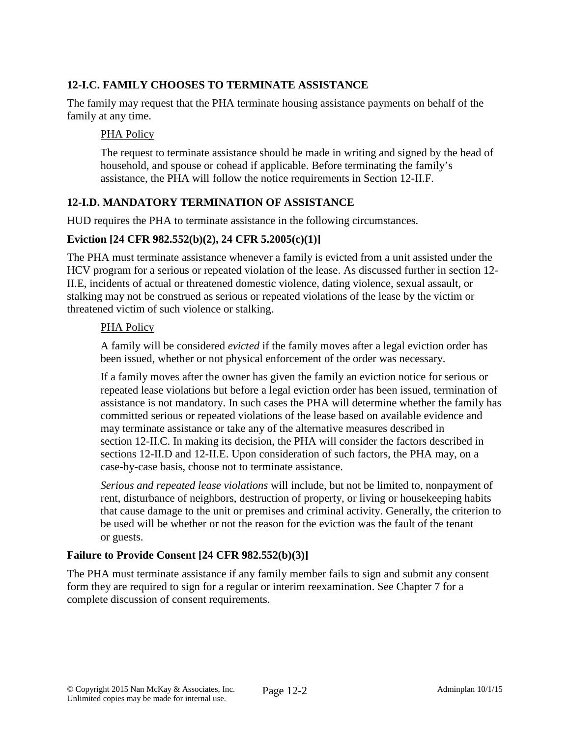### 12-I.C. FAMILY CHOOSES TO TERMINATE ASSISTANCE

The family may request that the PHA terminate housing assistance payments on behalf of the family at any time.

PHA Policy

The request to terminate assistance should be made in writing and signed by the head of household, and spouse or cohead if applicable. Before terminating the family's assistance, the PHA will follow the notice requirements in Section 12-II.F.

### 12-I.D. MANDATORY TERMINATION OF ASSISTANCE

HUD requires the PHA to terminate assistance in the following circumstances.

#### Eviction [24 CFR 982.552(b)(2), 24 CFR 5.2005(c)(1)]

The PHA must terminate assistance whenever a family is evicted from a unit assisted under the HCV program for a serious or repeated violation of the lease. As discussed further in section 12-II.E, incidents of actual or threatened domestic violence, dating violence, sexual assault, or stalking may not be construed as serious or repeated violations of the lease by the victim or threatened victim of such violence or stalking.

PHA Policy

A family will be considered *evicted* if the family moves after a legal eviction order has been issued, whether or not physical enforcement of the order was necessary.

If a family moves after the owner has given the family an eviction notice for serious or repeated lease violations but before a legal eviction order has been issued, termination of assistance is not mandatory. In such cases the PHA will determine whether the family has committed serious or repeated violations of the lease based on available evidence and may terminate assistance or take any of the alternative measures described in section 12-II.C. In making its decision, the PHA will consider the factors described in sections 12-II.D and 12-II.E. Upon consideration of such factors, the PHA may, on a case-by-case basis, choose not to terminate assistance.

*Serious and repeated lease violations* will include, but not be limited to, nonpayment of rent, disturbance of neighbors, destruction of property, or living or housekeeping habits that cause damage to the unit or premises and criminal activity. Generally, the criterion to be used will be whether or not the reason for the eviction was the fault of the tenant or guests.

#### Failure to Provide Consent [24 CFR 982.552(b)(3)]

The PHA must terminate assistance if any family member fails to sign and submit any consent form they are required to sign for a regular or interim reexamination. See Chapter 7 for a complete discussion of consent requirements.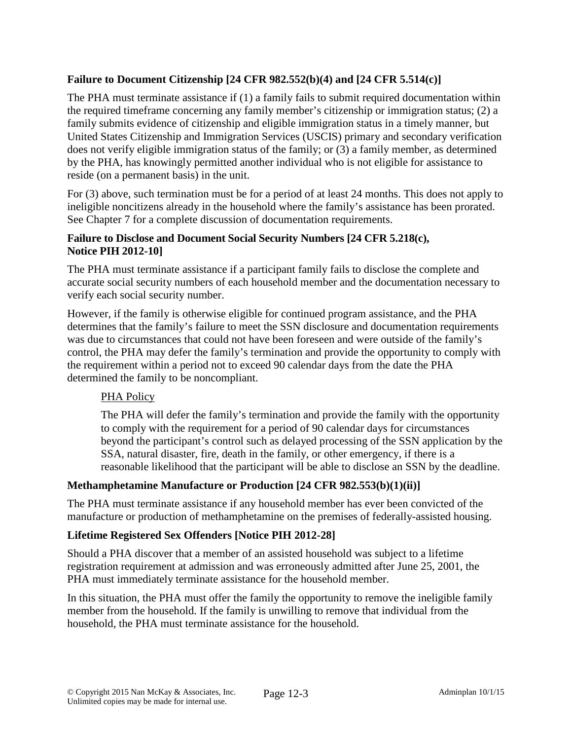### Failure to Document Citizenship [24 CFR 982.552(b)(4) and [24 CFR 5.514(c)]

The PHA must terminate assistance if (1) a family fails to submit required documentation within the required timeframe concerning any family member's citizenship or immigration status; (2) a family submits evidence of citizenship and eligible immigration status in a timely manner, but United States Citizenship and Immigration Services (USCIS) primary and secondary verification does not verify eligible immigration status of the family; or (3) a family member, as determined by the PHA, has knowingly permitted another individual who is not eligible for assistance to reside (on a permanent basis) in the unit.

For (3) above, such termination must be for a period of at least 24 months. This does not apply to ineligible noncitizens already in the household where the family's assistance has been prorated. See Chapter 7 for a complete discussion of documentation requirements.

#### Failure to Disclose and Document Social Security Numbers [24 CFR 5.218(c), Notice PIH 2012-10]

The PHA must terminate assistance if a participant family fails to disclose the complete and accurate social security numbers of each household member and the documentation necessary to verify each social security number.

However, if the family is otherwise eligible for continued program assistance, and the PHA determines that the family's failure to meet the SSN disclosure and documentation requirements was due to circumstances that could not have been foreseen and were outside of the family's control, the PHA may defer the family's termination and provide the opportunity to comply with the requirement within a period not to exceed 90 calendar days from the date the PHA determined the family to be noncompliant.

> <u>PHA Policy</u>
>
> The PHA will defer the family's termination and provide the family with the opportunity to comply with the requirement for a period of 90 calendar days for circumstances beyond the participant's control such as delayed processing of the SSN application by the SSA, natural disaster, fire, death in the family, or other emergency, if there is a reasonable likelihood that the participant will be able to disclose an SSN by the deadline.

### Methamphetamine Manufacture or Production [24 CFR 982.553(b)(1)(ii)]

The PHA must terminate assistance if any household member has ever been convicted of the manufacture or production of methamphetamine on the premises of federally-assisted housing.

### Lifetime Registered Sex Offenders [Notice PIH 2012-28]

Should a PHA discover that a member of an assisted household was subject to a lifetime registration requirement at admission and was erroneously admitted after June 25, 2001, the PHA must immediately terminate assistance for the household member.

In this situation, the PHA must offer the family the opportunity to remove the ineligible family member from the household. If the family is unwilling to remove that individual from the household, the PHA must terminate assistance for the household.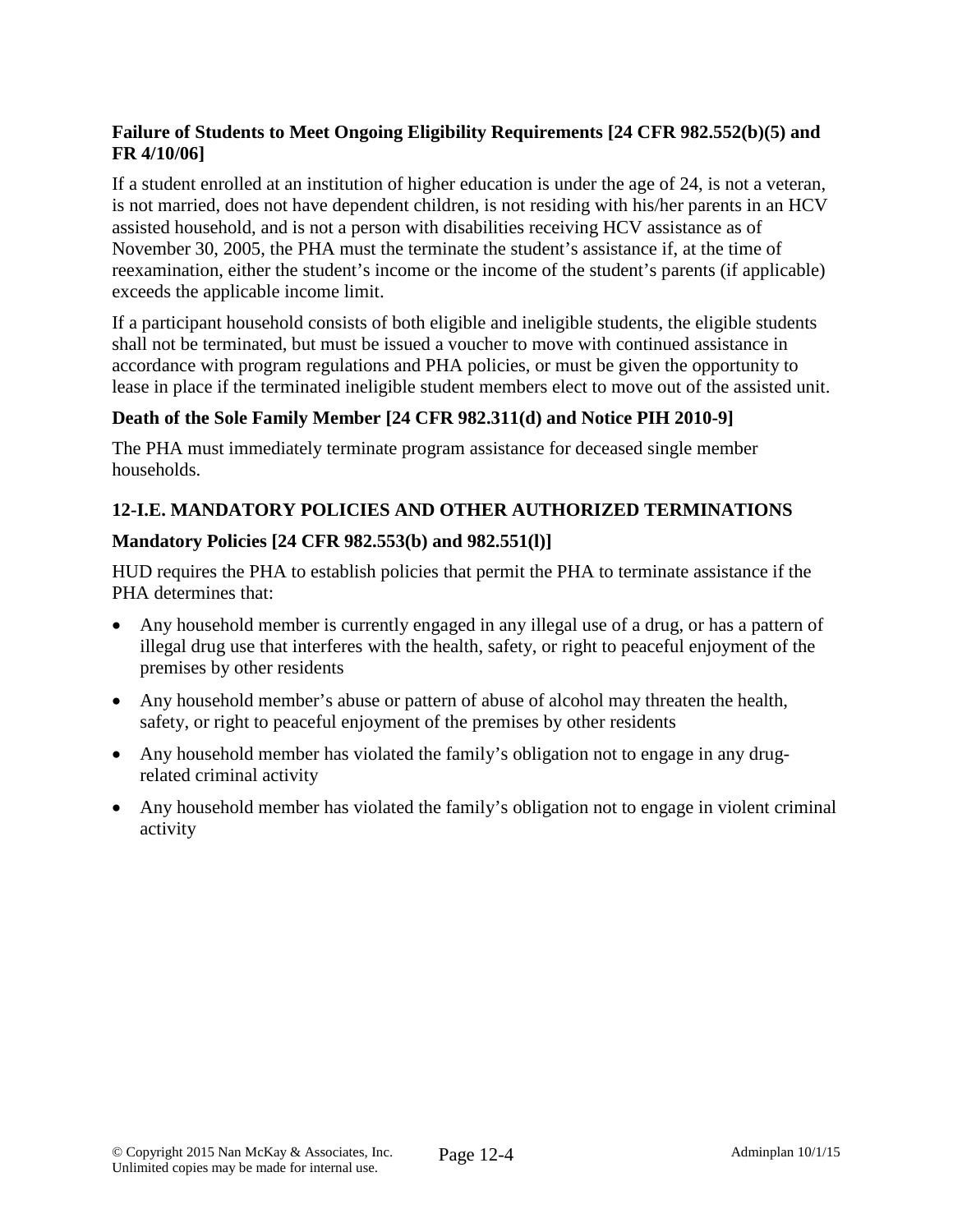**Failure of Students to Meet Ongoing Eligibility Requirements [24 CFR 982.552(b)(5) and FR 4/10/06]**

If a student enrolled at an institution of higher education is under the age of 24, is not a veteran, is not married, does not have dependent children, is not residing with his/her parents in an HCV assisted household, and is not a person with disabilities receiving HCV assistance as of November 30, 2005, the PHA must the terminate the student's assistance if, at the time of reexamination, either the student's income or the income of the student's parents (if applicable) exceeds the applicable income limit.

If a participant household consists of both eligible and ineligible students, the eligible students shall not be terminated, but must be issued a voucher to move with continued assistance in accordance with program regulations and PHA policies, or must be given the opportunity to lease in place if the terminated ineligible student members elect to move out of the assisted unit.

**Death of the Sole Family Member [24 CFR 982.311(d) and Notice PIH 2010-9]**

The PHA must immediately terminate program assistance for deceased single member households.

## 12-I.E. MANDATORY POLICIES AND OTHER AUTHORIZED TERMINATIONS

**Mandatory Policies [24 CFR 982.553(b) and 982.551(l)]**

HUD requires the PHA to establish policies that permit the PHA to terminate assistance if the PHA determines that:

- Any household member is currently engaged in any illegal use of a drug, or has a pattern of illegal drug use that interferes with the health, safety, or right to peaceful enjoyment of the premises by other residents
- Any household member's abuse or pattern of abuse of alcohol may threaten the health, safety, or right to peaceful enjoyment of the premises by other residents
- Any household member has violated the family's obligation not to engage in any drug-related criminal activity
- Any household member has violated the family's obligation not to engage in violent criminal activity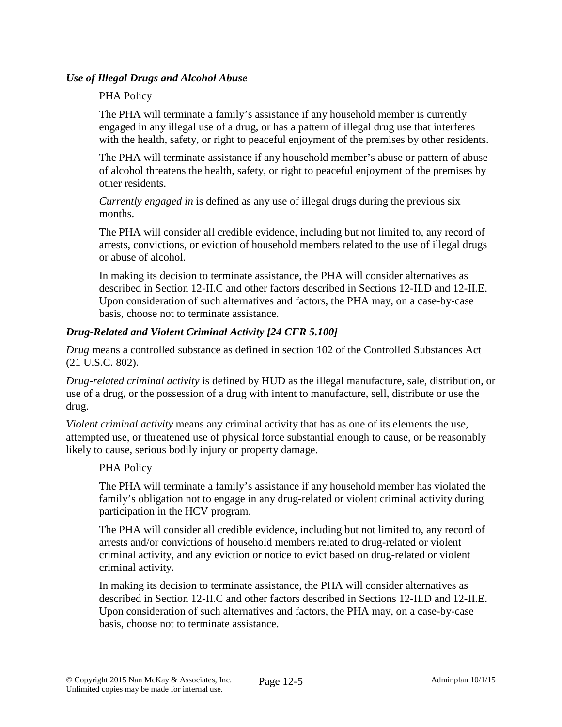*Use of Illegal Drugs and Alcohol Abuse*

PHA Policy

The PHA will terminate a family's assistance if any household member is currently engaged in any illegal use of a drug, or has a pattern of illegal drug use that interferes with the health, safety, or right to peaceful enjoyment of the premises by other residents.

The PHA will terminate assistance if any household member's abuse or pattern of abuse of alcohol threatens the health, safety, or right to peaceful enjoyment of the premises by other residents.

*Currently engaged in* is defined as any use of illegal drugs during the previous six months.

The PHA will consider all credible evidence, including but not limited to, any record of arrests, convictions, or eviction of household members related to the use of illegal drugs or abuse of alcohol.

In making its decision to terminate assistance, the PHA will consider alternatives as described in Section 12-II.C and other factors described in Sections 12-II.D and 12-II.E. Upon consideration of such alternatives and factors, the PHA may, on a case-by-case basis, choose not to terminate assistance.

### *Drug-Related and Violent Criminal Activity [24 CFR 5.100]*

*Drug* means a controlled substance as defined in section 102 of the Controlled Substances Act (21 U.S.C. 802).

*Drug-related criminal activity* is defined by HUD as the illegal manufacture, sale, distribution, or use of a drug, or the possession of a drug with intent to manufacture, sell, distribute or use the drug.

*Violent criminal activity* means any criminal activity that has as one of its elements the use, attempted use, or threatened use of physical force substantial enough to cause, or be reasonably likely to cause, serious bodily injury or property damage.

PHA Policy

The PHA will terminate a family's assistance if any household member has violated the family's obligation not to engage in any drug-related or violent criminal activity during participation in the HCV program.

The PHA will consider all credible evidence, including but not limited to, any record of arrests and/or convictions of household members related to drug-related or violent criminal activity, and any eviction or notice to evict based on drug-related or violent criminal activity.

In making its decision to terminate assistance, the PHA will consider alternatives as described in Section 12-II.C and other factors described in Sections 12-II.D and 12-II.E. Upon consideration of such alternatives and factors, the PHA may, on a case-by-case basis, choose not to terminate assistance.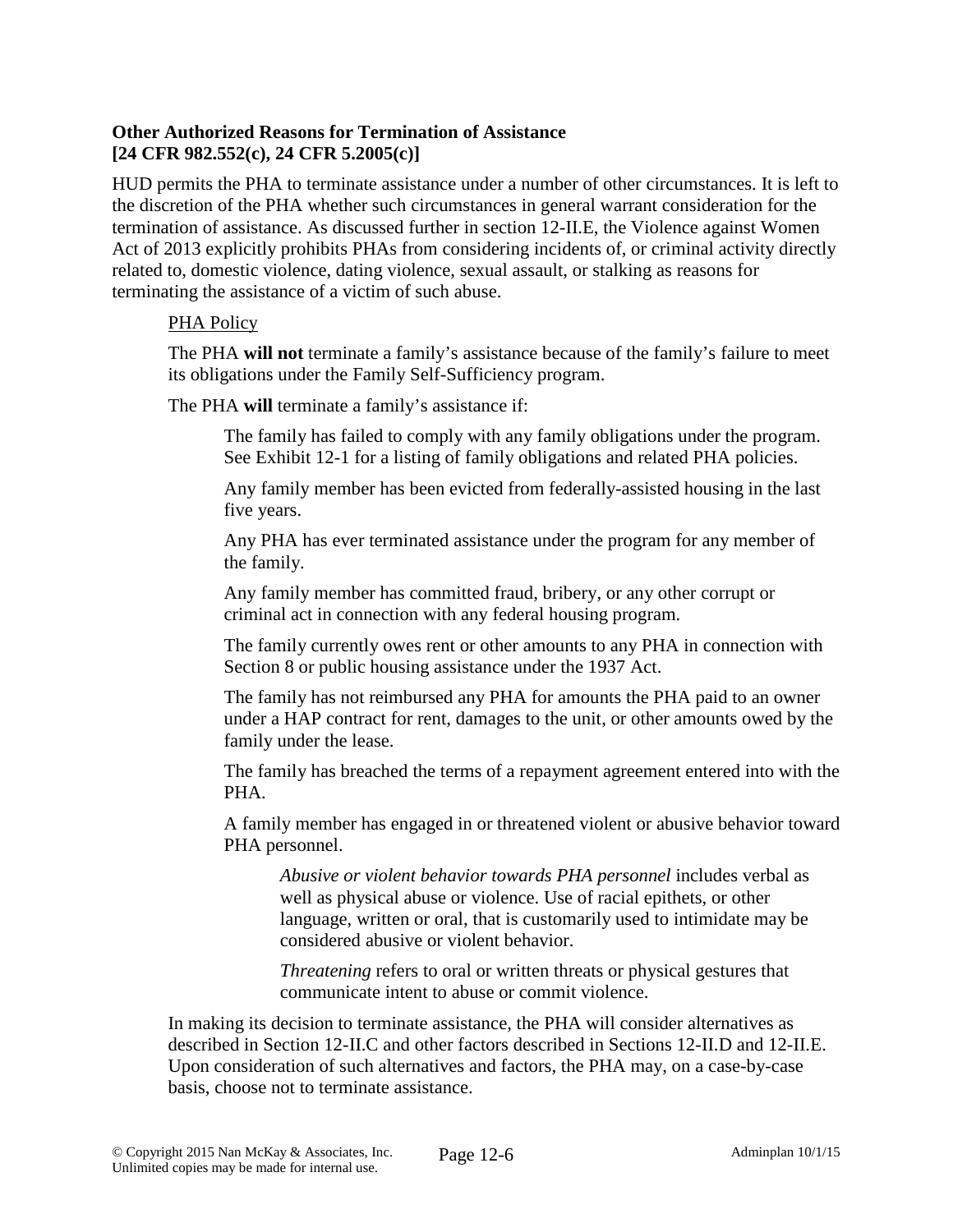**Other Authorized Reasons for Termination of Assistance**
**[24 CFR 982.552(c), 24 CFR 5.2005(c)]**

HUD permits the PHA to terminate assistance under a number of other circumstances. It is left to the discretion of the PHA whether such circumstances in general warrant consideration for the termination of assistance. As discussed further in section 12-II.E, the Violence against Women Act of 2013 explicitly prohibits PHAs from considering incidents of, or criminal activity directly related to, domestic violence, dating violence, sexual assault, or stalking as reasons for terminating the assistance of a victim of such abuse.

PHA Policy

The PHA **will not** terminate a family's assistance because of the family's failure to meet its obligations under the Family Self-Sufficiency program.

The PHA **will** terminate a family's assistance if:

The family has failed to comply with any family obligations under the program. See Exhibit 12-1 for a listing of family obligations and related PHA policies.

Any family member has been evicted from federally-assisted housing in the last five years.

Any PHA has ever terminated assistance under the program for any member of the family.

Any family member has committed fraud, bribery, or any other corrupt or criminal act in connection with any federal housing program.

The family currently owes rent or other amounts to any PHA in connection with Section 8 or public housing assistance under the 1937 Act.

The family has not reimbursed any PHA for amounts the PHA paid to an owner under a HAP contract for rent, damages to the unit, or other amounts owed by the family under the lease.

The family has breached the terms of a repayment agreement entered into with the PHA.

A family member has engaged in or threatened violent or abusive behavior toward PHA personnel.

*Abusive or violent behavior towards PHA personnel* includes verbal as well as physical abuse or violence. Use of racial epithets, or other language, written or oral, that is customarily used to intimidate may be considered abusive or violent behavior.

*Threatening* refers to oral or written threats or physical gestures that communicate intent to abuse or commit violence.

In making its decision to terminate assistance, the PHA will consider alternatives as described in Section 12-II.C and other factors described in Sections 12-II.D and 12-II.E. Upon consideration of such alternatives and factors, the PHA may, on a case-by-case basis, choose not to terminate assistance.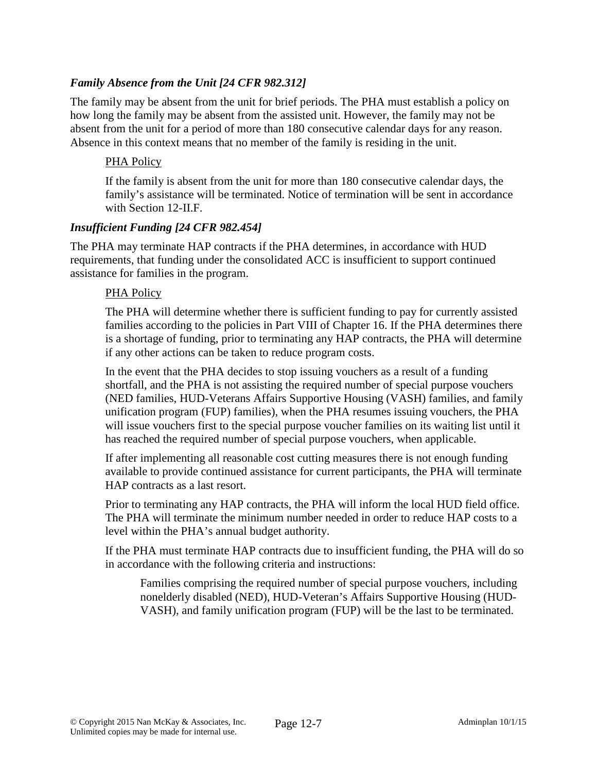### *Family Absence from the Unit [24 CFR 982.312]*

The family may be absent from the unit for brief periods. The PHA must establish a policy on how long the family may be absent from the assisted unit. However, the family may not be absent from the unit for a period of more than 180 consecutive calendar days for any reason. Absence in this context means that no member of the family is residing in the unit.

> PHA Policy
>
> If the family is absent from the unit for more than 180 consecutive calendar days, the family's assistance will be terminated. Notice of termination will be sent in accordance with Section 12-II.F.

### *Insufficient Funding [24 CFR 982.454]*

The PHA may terminate HAP contracts if the PHA determines, in accordance with HUD requirements, that funding under the consolidated ACC is insufficient to support continued assistance for families in the program.

> PHA Policy
>
> The PHA will determine whether there is sufficient funding to pay for currently assisted families according to the policies in Part VIII of Chapter 16. If the PHA determines there is a shortage of funding, prior to terminating any HAP contracts, the PHA will determine if any other actions can be taken to reduce program costs.
>
> In the event that the PHA decides to stop issuing vouchers as a result of a funding shortfall, and the PHA is not assisting the required number of special purpose vouchers (NED families, HUD-Veterans Affairs Supportive Housing (VASH) families, and family unification program (FUP) families), when the PHA resumes issuing vouchers, the PHA will issue vouchers first to the special purpose voucher families on its waiting list until it has reached the required number of special purpose vouchers, when applicable.
>
> If after implementing all reasonable cost cutting measures there is not enough funding available to provide continued assistance for current participants, the PHA will terminate HAP contracts as a last resort.
>
> Prior to terminating any HAP contracts, the PHA will inform the local HUD field office. The PHA will terminate the minimum number needed in order to reduce HAP costs to a level within the PHA's annual budget authority.
>
> If the PHA must terminate HAP contracts due to insufficient funding, the PHA will do so in accordance with the following criteria and instructions:
>
> > Families comprising the required number of special purpose vouchers, including nonelderly disabled (NED), HUD-Veteran's Affairs Supportive Housing (HUD-VASH), and family unification program (FUP) will be the last to be terminated.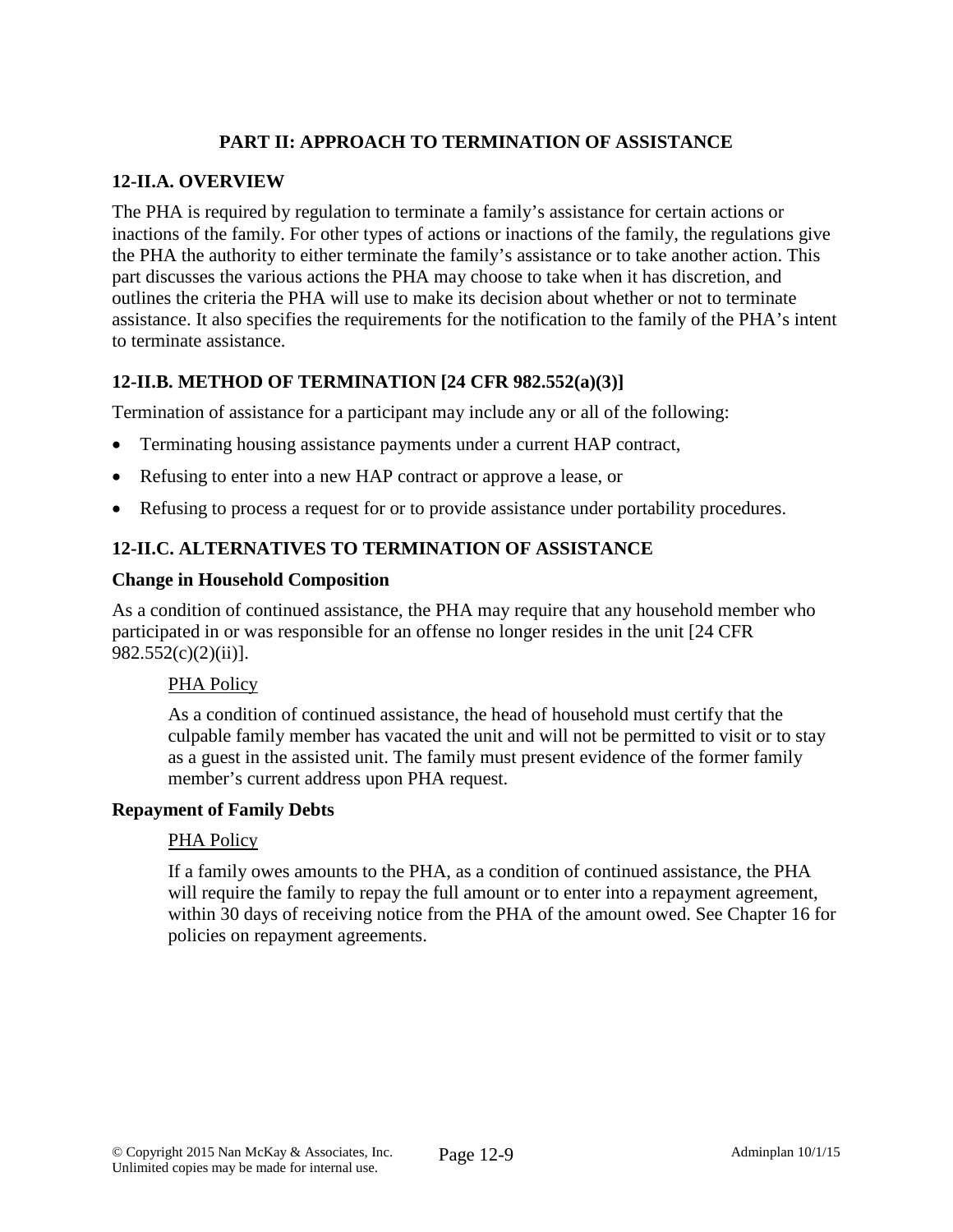## PART II: APPROACH TO TERMINATION OF ASSISTANCE

### 12-II.A. OVERVIEW

The PHA is required by regulation to terminate a family's assistance for certain actions or inactions of the family. For other types of actions or inactions of the family, the regulations give the PHA the authority to either terminate the family's assistance or to take another action. This part discusses the various actions the PHA may choose to take when it has discretion, and outlines the criteria the PHA will use to make its decision about whether or not to terminate assistance. It also specifies the requirements for the notification to the family of the PHA's intent to terminate assistance.

### 12-II.B. METHOD OF TERMINATION [24 CFR 982.552(a)(3)]

Termination of assistance for a participant may include any or all of the following:

- Terminating housing assistance payments under a current HAP contract,
- Refusing to enter into a new HAP contract or approve a lease, or
- Refusing to process a request for or to provide assistance under portability procedures.

### 12-II.C. ALTERNATIVES TO TERMINATION OF ASSISTANCE

**Change in Household Composition**

As a condition of continued assistance, the PHA may require that any household member who participated in or was responsible for an offense no longer resides in the unit [24 CFR 982.552(c)(2)(ii)].

PHA Policy

As a condition of continued assistance, the head of household must certify that the culpable family member has vacated the unit and will not be permitted to visit or to stay as a guest in the assisted unit. The family must present evidence of the former family member's current address upon PHA request.

**Repayment of Family Debts**

PHA Policy

If a family owes amounts to the PHA, as a condition of continued assistance, the PHA will require the family to repay the full amount or to enter into a repayment agreement, within 30 days of receiving notice from the PHA of the amount owed. See Chapter 16 for policies on repayment agreements.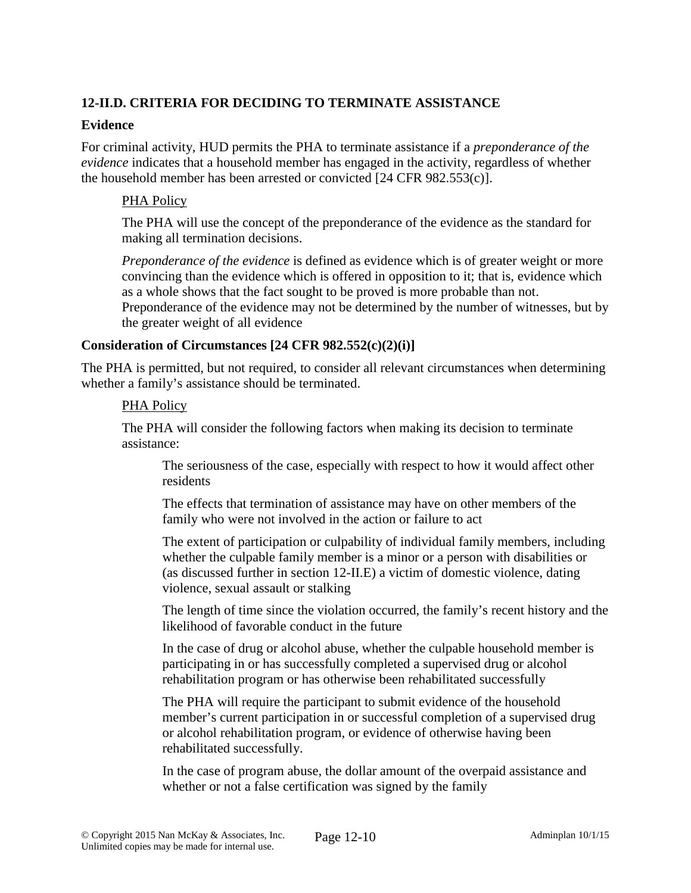## 12-II.D. CRITERIA FOR DECIDING TO TERMINATE ASSISTANCE

### Evidence

For criminal activity, HUD permits the PHA to terminate assistance if a *preponderance of the evidence* indicates that a household member has engaged in the activity, regardless of whether the household member has been arrested or convicted [24 CFR 982.553(c)].

> PHA Policy
>
> The PHA will use the concept of the preponderance of the evidence as the standard for making all termination decisions.
>
> *Preponderance of the evidence* is defined as evidence which is of greater weight or more convincing than the evidence which is offered in opposition to it; that is, evidence which as a whole shows that the fact sought to be proved is more probable than not. Preponderance of the evidence may not be determined by the number of witnesses, but by the greater weight of all evidence

### Consideration of Circumstances [24 CFR 982.552(c)(2)(i)]

The PHA is permitted, but not required, to consider all relevant circumstances when determining whether a family's assistance should be terminated.

> PHA Policy
>
> The PHA will consider the following factors when making its decision to terminate assistance:
>
> > The seriousness of the case, especially with respect to how it would affect other residents
> >
> > The effects that termination of assistance may have on other members of the family who were not involved in the action or failure to act
> >
> > The extent of participation or culpability of individual family members, including whether the culpable family member is a minor or a person with disabilities or (as discussed further in section 12-II.E) a victim of domestic violence, dating violence, sexual assault or stalking
> >
> > The length of time since the violation occurred, the family's recent history and the likelihood of favorable conduct in the future
> >
> > In the case of drug or alcohol abuse, whether the culpable household member is participating in or has successfully completed a supervised drug or alcohol rehabilitation program or has otherwise been rehabilitated successfully
> >
> > The PHA will require the participant to submit evidence of the household member's current participation in or successful completion of a supervised drug or alcohol rehabilitation program, or evidence of otherwise having been rehabilitated successfully.
> >
> > In the case of program abuse, the dollar amount of the overpaid assistance and whether or not a false certification was signed by the family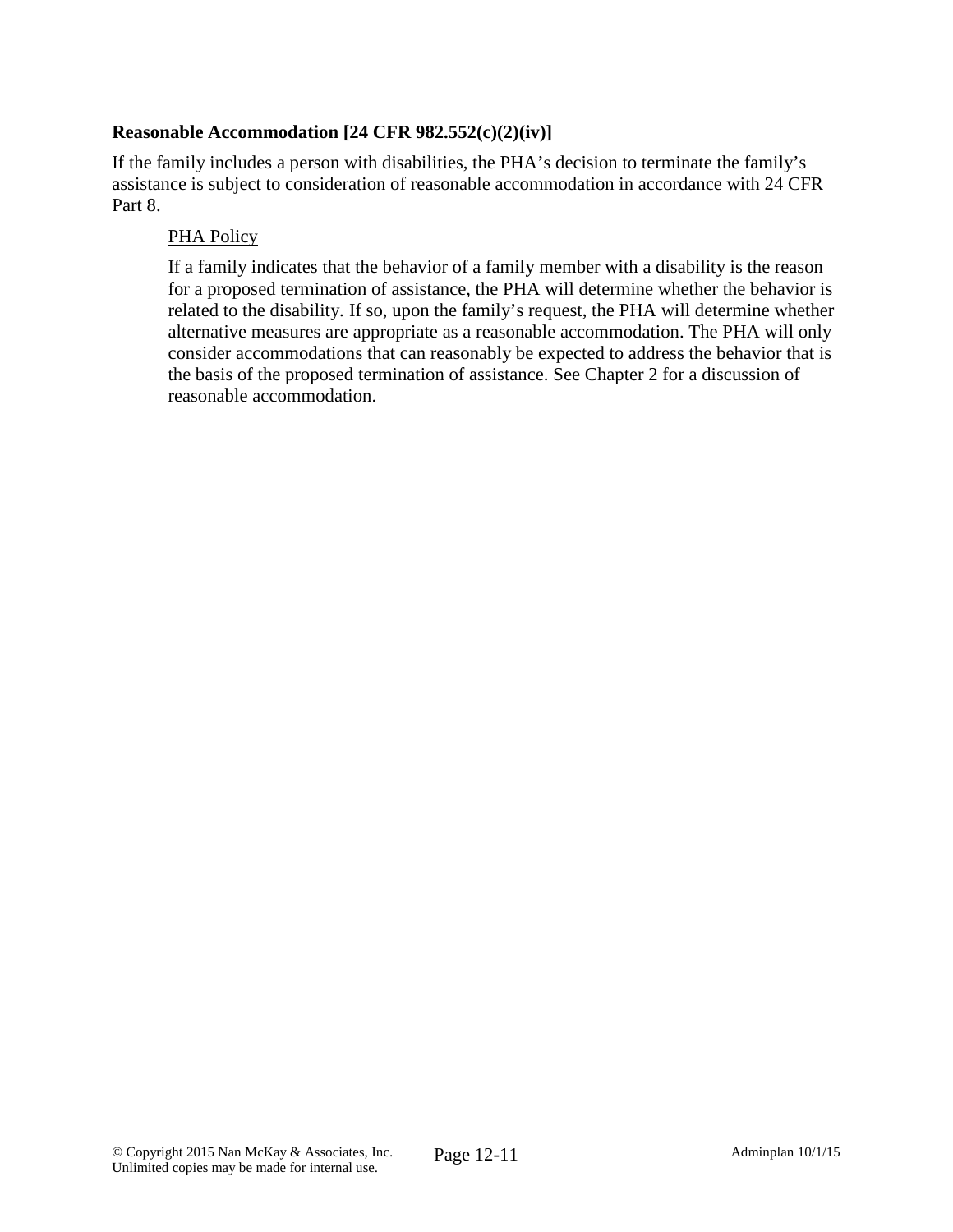**Reasonable Accommodation [24 CFR 982.552(c)(2)(iv)]**

If the family includes a person with disabilities, the PHA's decision to terminate the family's assistance is subject to consideration of reasonable accommodation in accordance with 24 CFR Part 8.

PHA Policy

If a family indicates that the behavior of a family member with a disability is the reason for a proposed termination of assistance, the PHA will determine whether the behavior is related to the disability. If so, upon the family's request, the PHA will determine whether alternative measures are appropriate as a reasonable accommodation. The PHA will only consider accommodations that can reasonably be expected to address the behavior that is the basis of the proposed termination of assistance. See Chapter 2 for a discussion of reasonable accommodation.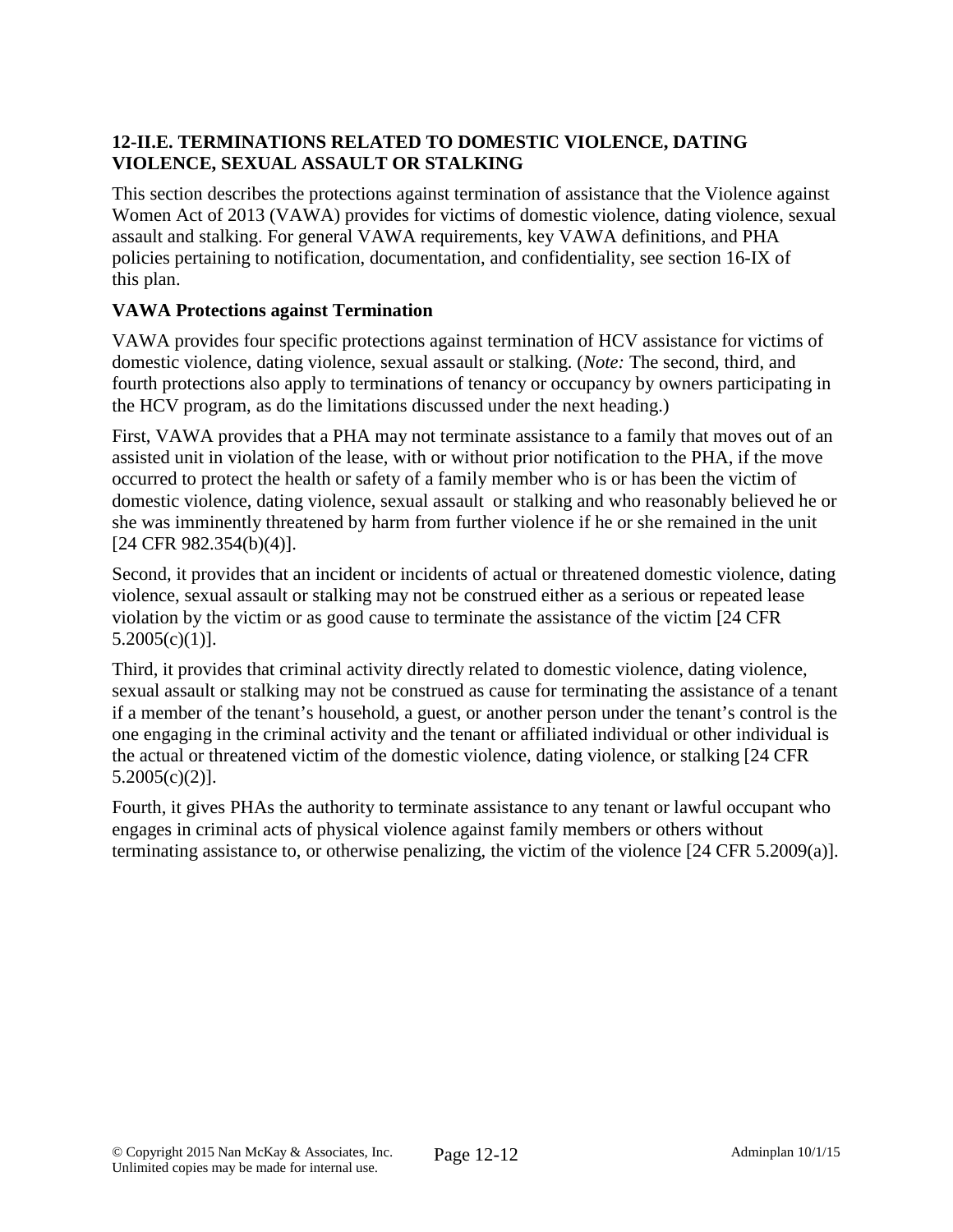## 12-II.E. TERMINATIONS RELATED TO DOMESTIC VIOLENCE, DATING VIOLENCE, SEXUAL ASSAULT OR STALKING

This section describes the protections against termination of assistance that the Violence against Women Act of 2013 (VAWA) provides for victims of domestic violence, dating violence, sexual assault and stalking. For general VAWA requirements, key VAWA definitions, and PHA policies pertaining to notification, documentation, and confidentiality, see section 16-IX of this plan.

### VAWA Protections against Termination

VAWA provides four specific protections against termination of HCV assistance for victims of domestic violence, dating violence, sexual assault or stalking. (*Note:* The second, third, and fourth protections also apply to terminations of tenancy or occupancy by owners participating in the HCV program, as do the limitations discussed under the next heading.)

First, VAWA provides that a PHA may not terminate assistance to a family that moves out of an assisted unit in violation of the lease, with or without prior notification to the PHA, if the move occurred to protect the health or safety of a family member who is or has been the victim of domestic violence, dating violence, sexual assault or stalking and who reasonably believed he or she was imminently threatened by harm from further violence if he or she remained in the unit [24 CFR 982.354(b)(4)].

Second, it provides that an incident or incidents of actual or threatened domestic violence, dating violence, sexual assault or stalking may not be construed either as a serious or repeated lease violation by the victim or as good cause to terminate the assistance of the victim [24 CFR 5.2005(c)(1)].

Third, it provides that criminal activity directly related to domestic violence, dating violence, sexual assault or stalking may not be construed as cause for terminating the assistance of a tenant if a member of the tenant's household, a guest, or another person under the tenant's control is the one engaging in the criminal activity and the tenant or affiliated individual or other individual is the actual or threatened victim of the domestic violence, dating violence, or stalking [24 CFR 5.2005(c)(2)].

Fourth, it gives PHAs the authority to terminate assistance to any tenant or lawful occupant who engages in criminal acts of physical violence against family members or others without terminating assistance to, or otherwise penalizing, the victim of the violence [24 CFR 5.2009(a)].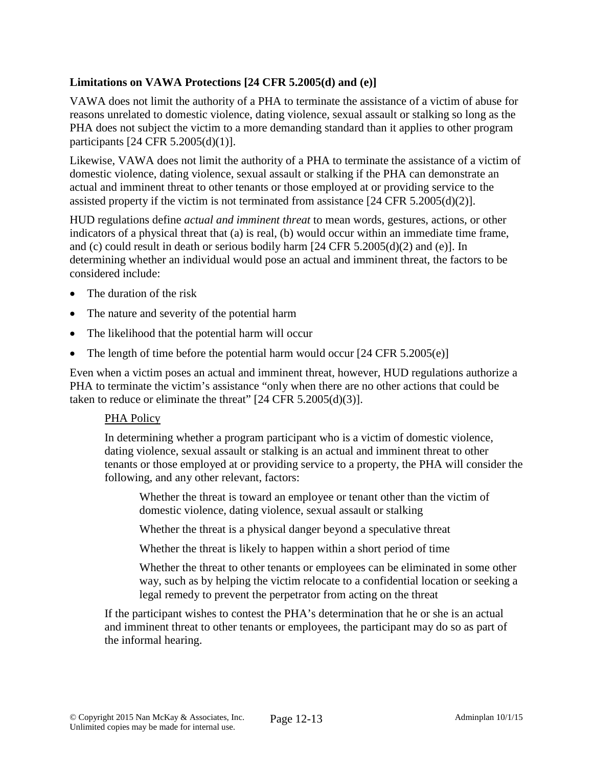**Limitations on VAWA Protections [24 CFR 5.2005(d) and (e)]**

VAWA does not limit the authority of a PHA to terminate the assistance of a victim of abuse for reasons unrelated to domestic violence, dating violence, sexual assault or stalking so long as the PHA does not subject the victim to a more demanding standard than it applies to other program participants [24 CFR 5.2005(d)(1)].

Likewise, VAWA does not limit the authority of a PHA to terminate the assistance of a victim of domestic violence, dating violence, sexual assault or stalking if the PHA can demonstrate an actual and imminent threat to other tenants or those employed at or providing service to the assisted property if the victim is not terminated from assistance [24 CFR 5.2005(d)(2)].

HUD regulations define *actual and imminent threat* to mean words, gestures, actions, or other indicators of a physical threat that (a) is real, (b) would occur within an immediate time frame, and (c) could result in death or serious bodily harm [24 CFR 5.2005(d)(2) and (e)]. In determining whether an individual would pose an actual and imminent threat, the factors to be considered include:

- The duration of the risk
- The nature and severity of the potential harm
- The likelihood that the potential harm will occur
- The length of time before the potential harm would occur [24 CFR 5.2005(e)]

Even when a victim poses an actual and imminent threat, however, HUD regulations authorize a PHA to terminate the victim's assistance "only when there are no other actions that could be taken to reduce or eliminate the threat" [24 CFR 5.2005(d)(3)].

> PHA Policy
>
> In determining whether a program participant who is a victim of domestic violence, dating violence, sexual assault or stalking is an actual and imminent threat to other tenants or those employed at or providing service to a property, the PHA will consider the following, and any other relevant, factors:
>
> > Whether the threat is toward an employee or tenant other than the victim of domestic violence, dating violence, sexual assault or stalking
> >
> > Whether the threat is a physical danger beyond a speculative threat
> >
> > Whether the threat is likely to happen within a short period of time
> >
> > Whether the threat to other tenants or employees can be eliminated in some other way, such as by helping the victim relocate to a confidential location or seeking a legal remedy to prevent the perpetrator from acting on the threat
>
> If the participant wishes to contest the PHA's determination that he or she is an actual and imminent threat to other tenants or employees, the participant may do so as part of the informal hearing.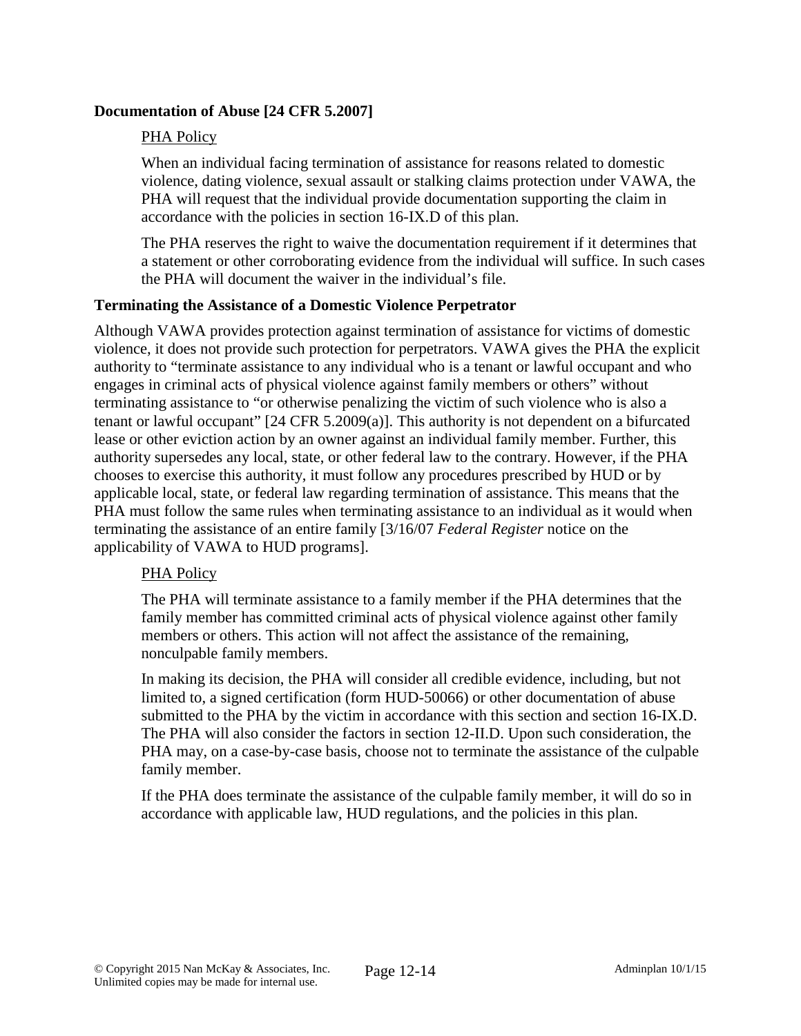**Documentation of Abuse [24 CFR 5.2007]**

PHA Policy

When an individual facing termination of assistance for reasons related to domestic violence, dating violence, sexual assault or stalking claims protection under VAWA, the PHA will request that the individual provide documentation supporting the claim in accordance with the policies in section 16-IX.D of this plan.

The PHA reserves the right to waive the documentation requirement if it determines that a statement or other corroborating evidence from the individual will suffice. In such cases the PHA will document the waiver in the individual's file.

**Terminating the Assistance of a Domestic Violence Perpetrator**

Although VAWA provides protection against termination of assistance for victims of domestic violence, it does not provide such protection for perpetrators. VAWA gives the PHA the explicit authority to "terminate assistance to any individual who is a tenant or lawful occupant and who engages in criminal acts of physical violence against family members or others" without terminating assistance to "or otherwise penalizing the victim of such violence who is also a tenant or lawful occupant" [24 CFR 5.2009(a)]. This authority is not dependent on a bifurcated lease or other eviction action by an owner against an individual family member. Further, this authority supersedes any local, state, or other federal law to the contrary. However, if the PHA chooses to exercise this authority, it must follow any procedures prescribed by HUD or by applicable local, state, or federal law regarding termination of assistance. This means that the PHA must follow the same rules when terminating assistance to an individual as it would when terminating the assistance of an entire family [3/16/07 *Federal Register* notice on the applicability of VAWA to HUD programs].

PHA Policy

The PHA will terminate assistance to a family member if the PHA determines that the family member has committed criminal acts of physical violence against other family members or others. This action will not affect the assistance of the remaining, nonculpable family members.

In making its decision, the PHA will consider all credible evidence, including, but not limited to, a signed certification (form HUD-50066) or other documentation of abuse submitted to the PHA by the victim in accordance with this section and section 16-IX.D. The PHA will also consider the factors in section 12-II.D. Upon such consideration, the PHA may, on a case-by-case basis, choose not to terminate the assistance of the culpable family member.

If the PHA does terminate the assistance of the culpable family member, it will do so in accordance with applicable law, HUD regulations, and the policies in this plan.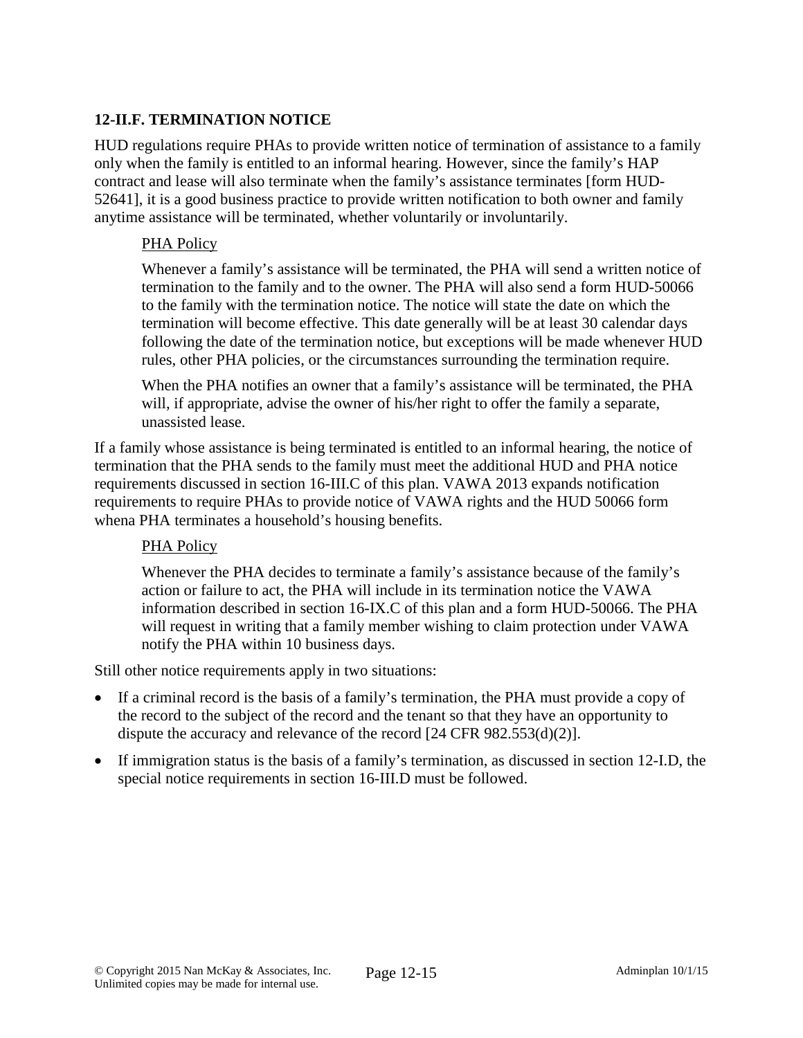### 12-II.F. TERMINATION NOTICE

HUD regulations require PHAs to provide written notice of termination of assistance to a family only when the family is entitled to an informal hearing. However, since the family's HAP contract and lease will also terminate when the family's assistance terminates [form HUD-52641], it is a good business practice to provide written notification to both owner and family anytime assistance will be terminated, whether voluntarily or involuntarily.

> <u>PHA Policy</u>
>
> Whenever a family's assistance will be terminated, the PHA will send a written notice of termination to the family and to the owner. The PHA will also send a form HUD-50066 to the family with the termination notice. The notice will state the date on which the termination will become effective. This date generally will be at least 30 calendar days following the date of the termination notice, but exceptions will be made whenever HUD rules, other PHA policies, or the circumstances surrounding the termination require.
>
> When the PHA notifies an owner that a family's assistance will be terminated, the PHA will, if appropriate, advise the owner of his/her right to offer the family a separate, unassisted lease.

If a family whose assistance is being terminated is entitled to an informal hearing, the notice of termination that the PHA sends to the family must meet the additional HUD and PHA notice requirements discussed in section 16-III.C of this plan. VAWA 2013 expands notification requirements to require PHAs to provide notice of VAWA rights and the HUD 50066 form whena PHA terminates a household's housing benefits.

> <u>PHA Policy</u>
>
> Whenever the PHA decides to terminate a family's assistance because of the family's action or failure to act, the PHA will include in its termination notice the VAWA information described in section 16-IX.C of this plan and a form HUD-50066. The PHA will request in writing that a family member wishing to claim protection under VAWA notify the PHA within 10 business days.

Still other notice requirements apply in two situations:

- If a criminal record is the basis of a family's termination, the PHA must provide a copy of the record to the subject of the record and the tenant so that they have an opportunity to dispute the accuracy and relevance of the record [24 CFR 982.553(d)(2)].
- If immigration status is the basis of a family's termination, as discussed in section 12-I.D, the special notice requirements in section 16-III.D must be followed.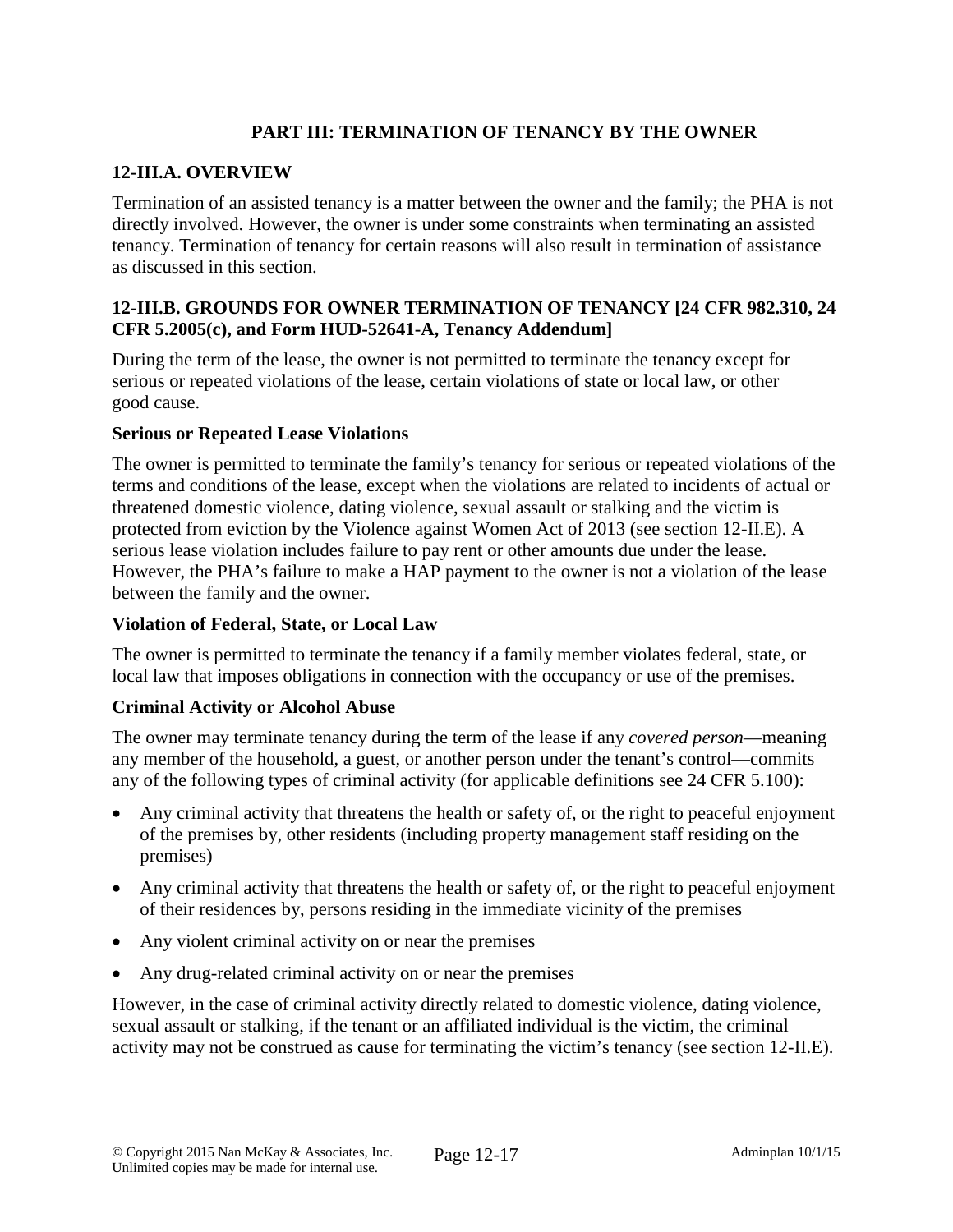## PART III: TERMINATION OF TENANCY BY THE OWNER

### 12-III.A. OVERVIEW

Termination of an assisted tenancy is a matter between the owner and the family; the PHA is not directly involved. However, the owner is under some constraints when terminating an assisted tenancy. Termination of tenancy for certain reasons will also result in termination of assistance as discussed in this section.

### 12-III.B. GROUNDS FOR OWNER TERMINATION OF TENANCY [24 CFR 982.310, 24 CFR 5.2005(c), and Form HUD-52641-A, Tenancy Addendum]

During the term of the lease, the owner is not permitted to terminate the tenancy except for serious or repeated violations of the lease, certain violations of state or local law, or other good cause.

**Serious or Repeated Lease Violations**

The owner is permitted to terminate the family's tenancy for serious or repeated violations of the terms and conditions of the lease, except when the violations are related to incidents of actual or threatened domestic violence, dating violence, sexual assault or stalking and the victim is protected from eviction by the Violence against Women Act of 2013 (see section 12-II.E). A serious lease violation includes failure to pay rent or other amounts due under the lease. However, the PHA's failure to make a HAP payment to the owner is not a violation of the lease between the family and the owner.

**Violation of Federal, State, or Local Law**

The owner is permitted to terminate the tenancy if a family member violates federal, state, or local law that imposes obligations in connection with the occupancy or use of the premises.

**Criminal Activity or Alcohol Abuse**

The owner may terminate tenancy during the term of the lease if any *covered person*—meaning any member of the household, a guest, or another person under the tenant's control—commits any of the following types of criminal activity (for applicable definitions see 24 CFR 5.100):

- Any criminal activity that threatens the health or safety of, or the right to peaceful enjoyment of the premises by, other residents (including property management staff residing on the premises)
- Any criminal activity that threatens the health or safety of, or the right to peaceful enjoyment of their residences by, persons residing in the immediate vicinity of the premises
- Any violent criminal activity on or near the premises
- Any drug-related criminal activity on or near the premises

However, in the case of criminal activity directly related to domestic violence, dating violence, sexual assault or stalking, if the tenant or an affiliated individual is the victim, the criminal activity may not be construed as cause for terminating the victim's tenancy (see section 12-II.E).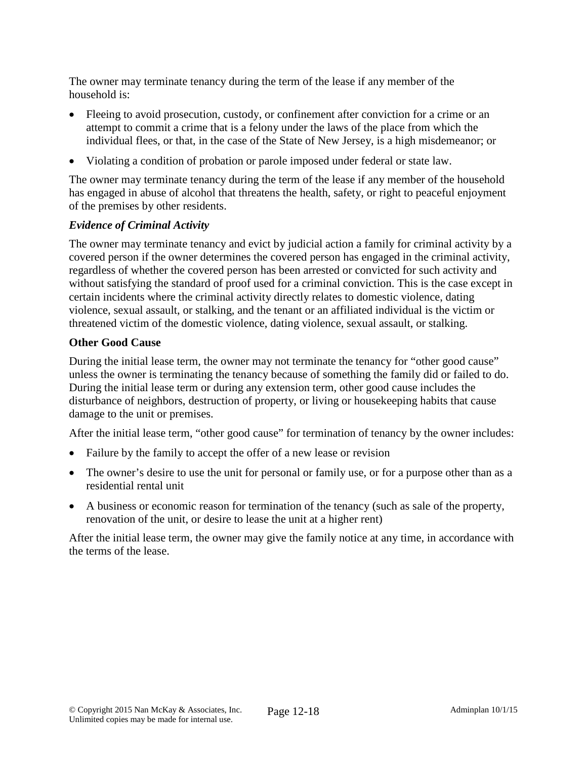The owner may terminate tenancy during the term of the lease if any member of the household is:

- Fleeing to avoid prosecution, custody, or confinement after conviction for a crime or an attempt to commit a crime that is a felony under the laws of the place from which the individual flees, or that, in the case of the State of New Jersey, is a high misdemeanor; or
- Violating a condition of probation or parole imposed under federal or state law.

The owner may terminate tenancy during the term of the lease if any member of the household has engaged in abuse of alcohol that threatens the health, safety, or right to peaceful enjoyment of the premises by other residents.

### *Evidence of Criminal Activity*

The owner may terminate tenancy and evict by judicial action a family for criminal activity by a covered person if the owner determines the covered person has engaged in the criminal activity, regardless of whether the covered person has been arrested or convicted for such activity and without satisfying the standard of proof used for a criminal conviction. This is the case except in certain incidents where the criminal activity directly relates to domestic violence, dating violence, sexual assault, or stalking, and the tenant or an affiliated individual is the victim or threatened victim of the domestic violence, dating violence, sexual assault, or stalking.

### Other Good Cause

During the initial lease term, the owner may not terminate the tenancy for "other good cause" unless the owner is terminating the tenancy because of something the family did or failed to do. During the initial lease term or during any extension term, other good cause includes the disturbance of neighbors, destruction of property, or living or housekeeping habits that cause damage to the unit or premises.

After the initial lease term, "other good cause" for termination of tenancy by the owner includes:

- Failure by the family to accept the offer of a new lease or revision
- The owner's desire to use the unit for personal or family use, or for a purpose other than as a residential rental unit
- A business or economic reason for termination of the tenancy (such as sale of the property, renovation of the unit, or desire to lease the unit at a higher rent)

After the initial lease term, the owner may give the family notice at any time, in accordance with the terms of the lease.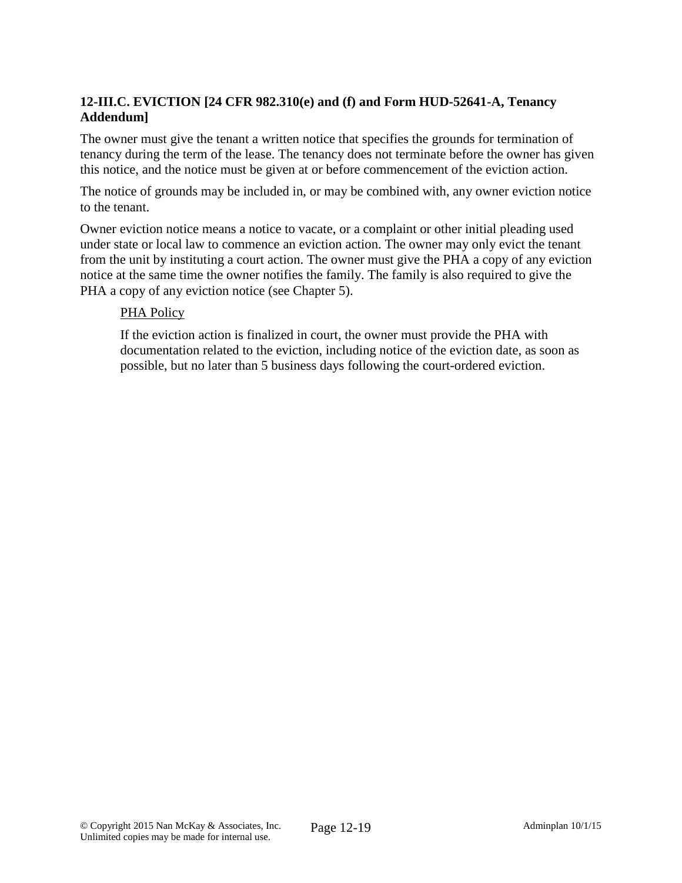### 12-III.C. EVICTION [24 CFR 982.310(e) and (f) and Form HUD-52641-A, Tenancy Addendum]

The owner must give the tenant a written notice that specifies the grounds for termination of tenancy during the term of the lease. The tenancy does not terminate before the owner has given this notice, and the notice must be given at or before commencement of the eviction action.

The notice of grounds may be included in, or may be combined with, any owner eviction notice to the tenant.

Owner eviction notice means a notice to vacate, or a complaint or other initial pleading used under state or local law to commence an eviction action. The owner may only evict the tenant from the unit by instituting a court action. The owner must give the PHA a copy of any eviction notice at the same time the owner notifies the family. The family is also required to give the PHA a copy of any eviction notice (see Chapter 5).

> PHA Policy
>
> If the eviction action is finalized in court, the owner must provide the PHA with documentation related to the eviction, including notice of the eviction date, as soon as possible, but no later than 5 business days following the court-ordered eviction.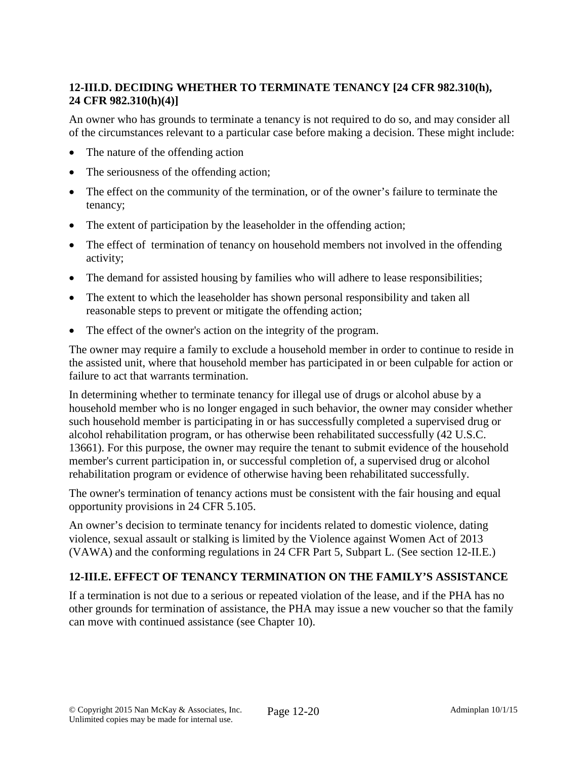### 12-III.D. DECIDING WHETHER TO TERMINATE TENANCY [24 CFR 982.310(h), 24 CFR 982.310(h)(4)]

An owner who has grounds to terminate a tenancy is not required to do so, and may consider all of the circumstances relevant to a particular case before making a decision. These might include:

- The nature of the offending action
- The seriousness of the offending action;
- The effect on the community of the termination, or of the owner's failure to terminate the tenancy;
- The extent of participation by the leaseholder in the offending action;
- The effect of termination of tenancy on household members not involved in the offending activity;
- The demand for assisted housing by families who will adhere to lease responsibilities;
- The extent to which the leaseholder has shown personal responsibility and taken all reasonable steps to prevent or mitigate the offending action;
- The effect of the owner's action on the integrity of the program.

The owner may require a family to exclude a household member in order to continue to reside in the assisted unit, where that household member has participated in or been culpable for action or failure to act that warrants termination.

In determining whether to terminate tenancy for illegal use of drugs or alcohol abuse by a household member who is no longer engaged in such behavior, the owner may consider whether such household member is participating in or has successfully completed a supervised drug or alcohol rehabilitation program, or has otherwise been rehabilitated successfully (42 U.S.C. 13661). For this purpose, the owner may require the tenant to submit evidence of the household member's current participation in, or successful completion of, a supervised drug or alcohol rehabilitation program or evidence of otherwise having been rehabilitated successfully.

The owner's termination of tenancy actions must be consistent with the fair housing and equal opportunity provisions in 24 CFR 5.105.

An owner's decision to terminate tenancy for incidents related to domestic violence, dating violence, sexual assault or stalking is limited by the Violence against Women Act of 2013 (VAWA) and the conforming regulations in 24 CFR Part 5, Subpart L. (See section 12-II.E.)

### 12-III.E. EFFECT OF TENANCY TERMINATION ON THE FAMILY'S ASSISTANCE

If a termination is not due to a serious or repeated violation of the lease, and if the PHA has no other grounds for termination of assistance, the PHA may issue a new voucher so that the family can move with continued assistance (see Chapter 10).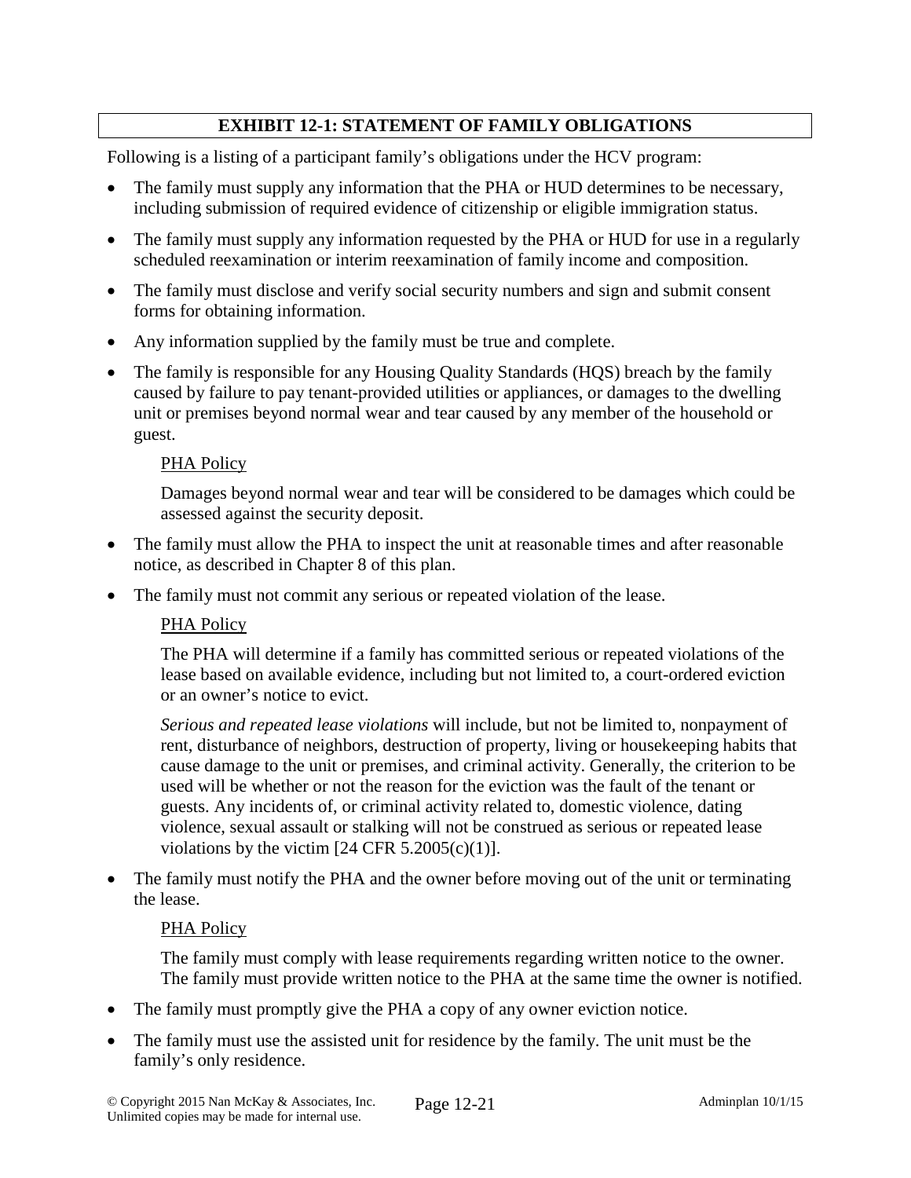## EXHIBIT 12-1: STATEMENT OF FAMILY OBLIGATIONS

Following is a listing of a participant family's obligations under the HCV program:

- The family must supply any information that the PHA or HUD determines to be necessary, including submission of required evidence of citizenship or eligible immigration status.
- The family must supply any information requested by the PHA or HUD for use in a regularly scheduled reexamination or interim reexamination of family income and composition.
- The family must disclose and verify social security numbers and sign and submit consent forms for obtaining information.
- Any information supplied by the family must be true and complete.
- The family is responsible for any Housing Quality Standards (HQS) breach by the family caused by failure to pay tenant-provided utilities or appliances, or damages to the dwelling unit or premises beyond normal wear and tear caused by any member of the household or guest.

  PHA Policy

  Damages beyond normal wear and tear will be considered to be damages which could be assessed against the security deposit.

- The family must allow the PHA to inspect the unit at reasonable times and after reasonable notice, as described in Chapter 8 of this plan.
- The family must not commit any serious or repeated violation of the lease.

  PHA Policy

  The PHA will determine if a family has committed serious or repeated violations of the lease based on available evidence, including but not limited to, a court-ordered eviction or an owner's notice to evict.

  *Serious and repeated lease violations* will include, but not be limited to, nonpayment of rent, disturbance of neighbors, destruction of property, living or housekeeping habits that cause damage to the unit or premises, and criminal activity. Generally, the criterion to be used will be whether or not the reason for the eviction was the fault of the tenant or guests. Any incidents of, or criminal activity related to, domestic violence, dating violence, sexual assault or stalking will not be construed as serious or repeated lease violations by the victim [24 CFR 5.2005(c)(1)].

- The family must notify the PHA and the owner before moving out of the unit or terminating the lease.

  PHA Policy

  The family must comply with lease requirements regarding written notice to the owner. The family must provide written notice to the PHA at the same time the owner is notified.

- The family must promptly give the PHA a copy of any owner eviction notice.
- The family must use the assisted unit for residence by the family. The unit must be the family's only residence.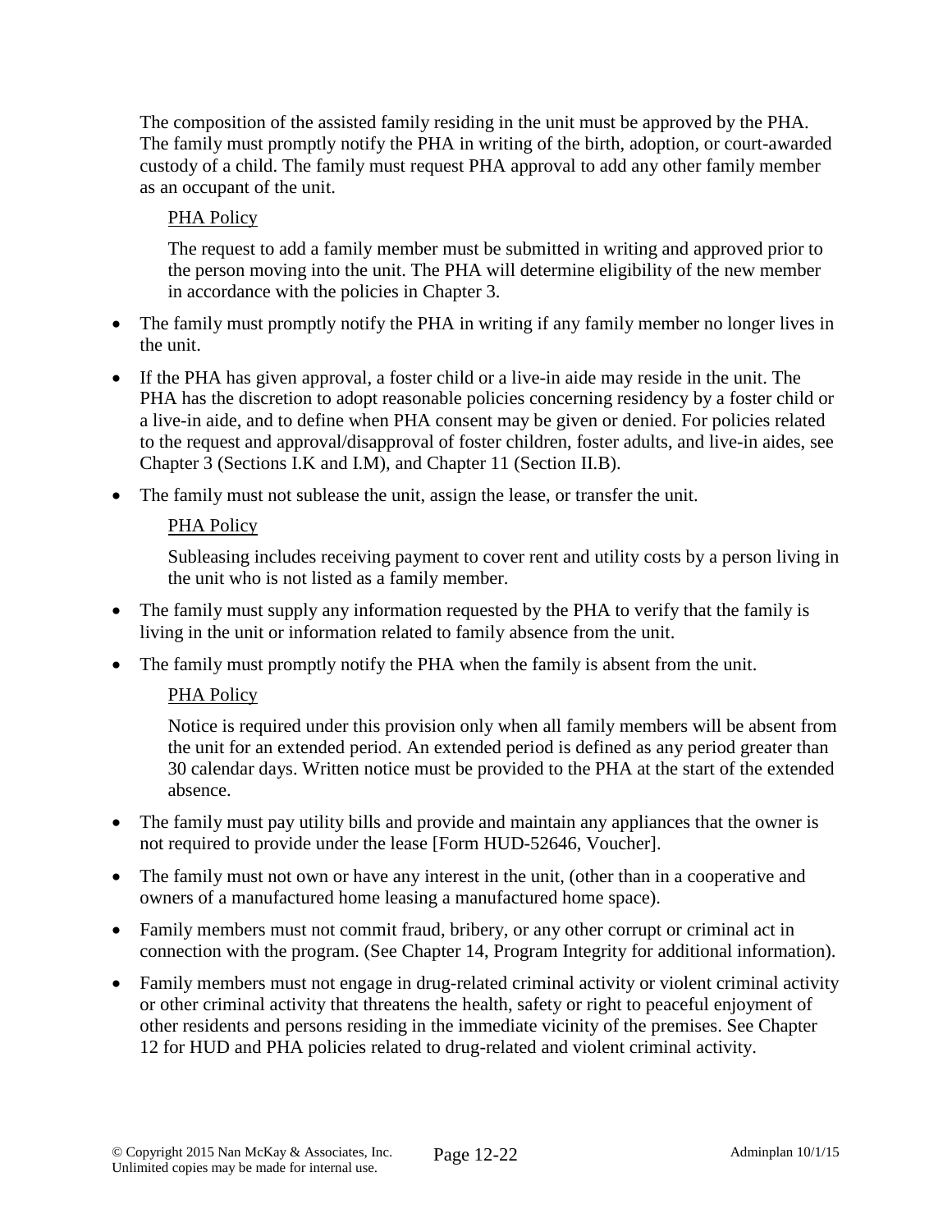The composition of the assisted family residing in the unit must be approved by the PHA. The family must promptly notify the PHA in writing of the birth, adoption, or court-awarded custody of a child. The family must request PHA approval to add any other family member as an occupant of the unit.

<u>PHA Policy</u>

The request to add a family member must be submitted in writing and approved prior to the person moving into the unit. The PHA will determine eligibility of the new member in accordance with the policies in Chapter 3.

- The family must promptly notify the PHA in writing if any family member no longer lives in the unit.
- If the PHA has given approval, a foster child or a live-in aide may reside in the unit. The PHA has the discretion to adopt reasonable policies concerning residency by a foster child or a live-in aide, and to define when PHA consent may be given or denied. For policies related to the request and approval/disapproval of foster children, foster adults, and live-in aides, see Chapter 3 (Sections I.K and I.M), and Chapter 11 (Section II.B).
- The family must not sublease the unit, assign the lease, or transfer the unit.

<u>PHA Policy</u>

Subleasing includes receiving payment to cover rent and utility costs by a person living in the unit who is not listed as a family member.

- The family must supply any information requested by the PHA to verify that the family is living in the unit or information related to family absence from the unit.
- The family must promptly notify the PHA when the family is absent from the unit.

<u>PHA Policy</u>

Notice is required under this provision only when all family members will be absent from the unit for an extended period. An extended period is defined as any period greater than 30 calendar days. Written notice must be provided to the PHA at the start of the extended absence.

- The family must pay utility bills and provide and maintain any appliances that the owner is not required to provide under the lease [Form HUD-52646, Voucher].
- The family must not own or have any interest in the unit, (other than in a cooperative and owners of a manufactured home leasing a manufactured home space).
- Family members must not commit fraud, bribery, or any other corrupt or criminal act in connection with the program. (See Chapter 14, Program Integrity for additional information).
- Family members must not engage in drug-related criminal activity or violent criminal activity or other criminal activity that threatens the health, safety or right to peaceful enjoyment of other residents and persons residing in the immediate vicinity of the premises. See Chapter 12 for HUD and PHA policies related to drug-related and violent criminal activity.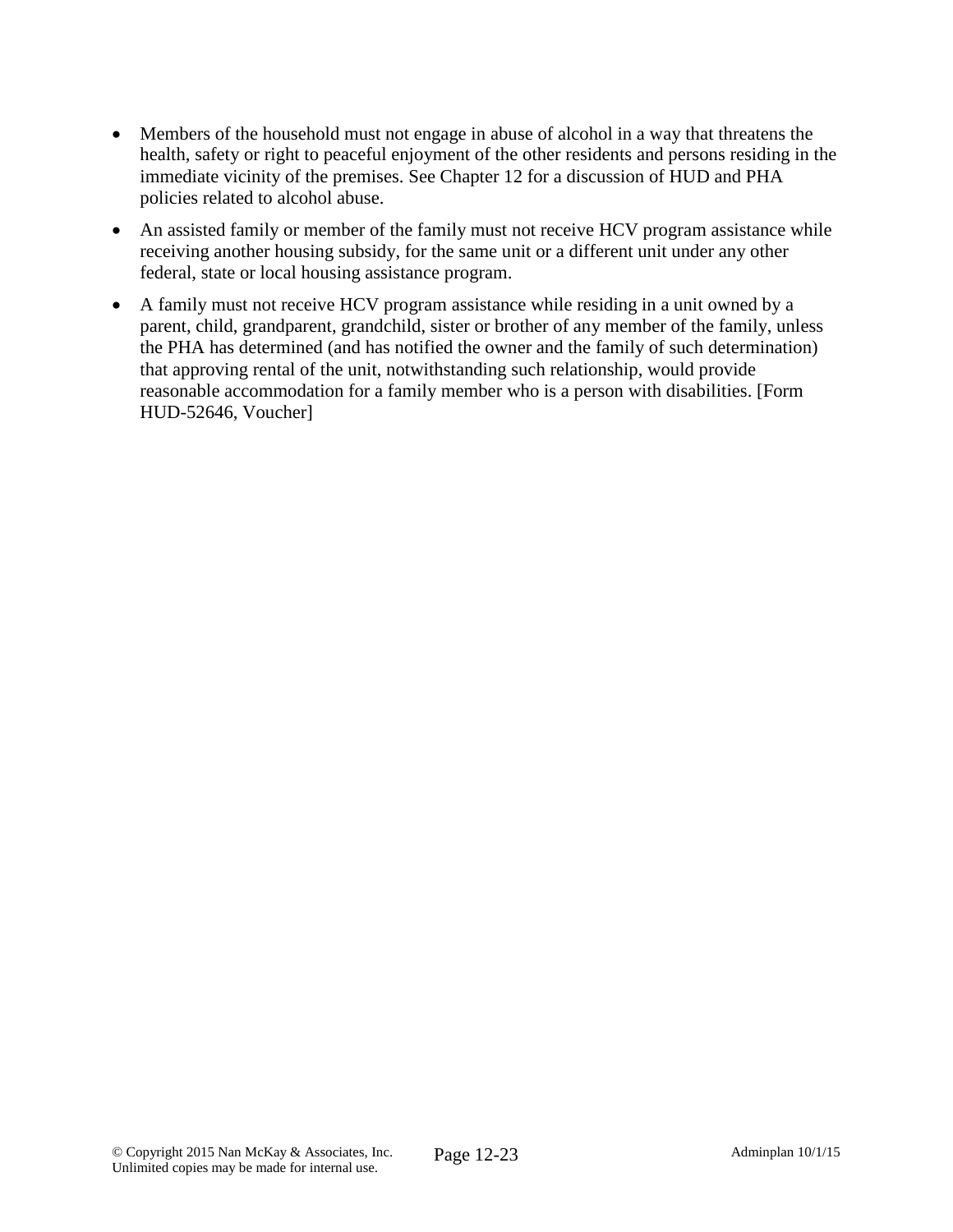- Members of the household must not engage in abuse of alcohol in a way that threatens the health, safety or right to peaceful enjoyment of the other residents and persons residing in the immediate vicinity of the premises. See Chapter 12 for a discussion of HUD and PHA policies related to alcohol abuse.
- An assisted family or member of the family must not receive HCV program assistance while receiving another housing subsidy, for the same unit or a different unit under any other federal, state or local housing assistance program.
- A family must not receive HCV program assistance while residing in a unit owned by a parent, child, grandparent, grandchild, sister or brother of any member of the family, unless the PHA has determined (and has notified the owner and the family of such determination) that approving rental of the unit, notwithstanding such relationship, would provide reasonable accommodation for a family member who is a person with disabilities. [Form HUD-52646, Voucher]